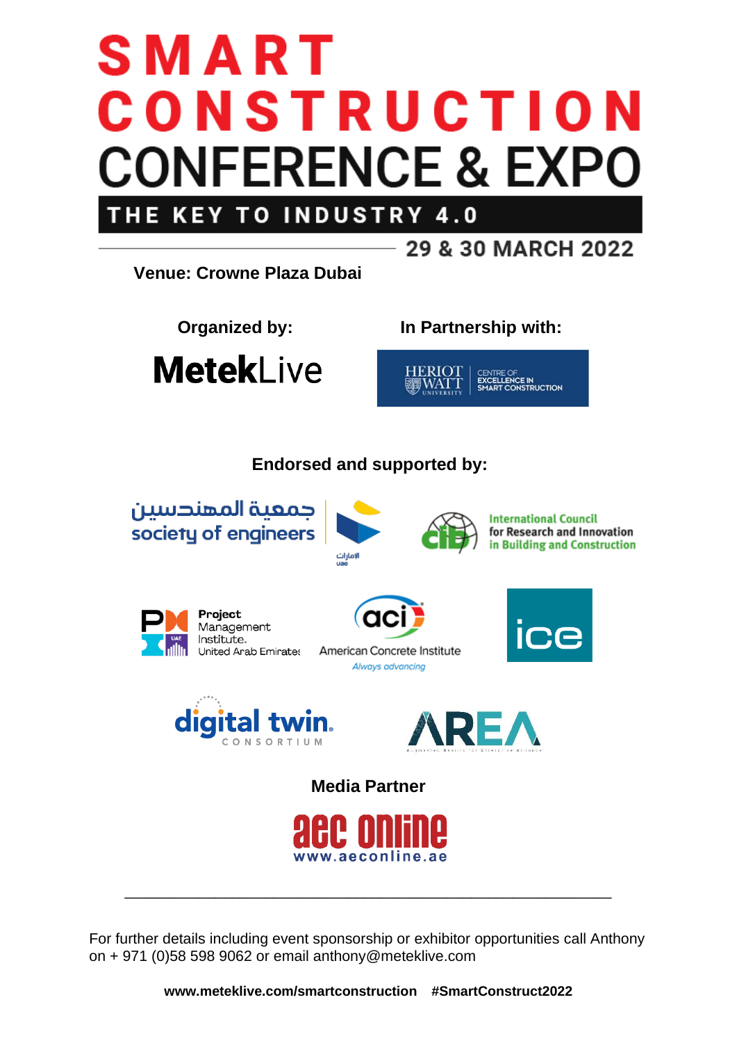# SMART CONSTRUCTION CONFERENCE & EXPO

## THE KEY TO INDUSTRY 4.0

**29 & 30 MARCH 2022**

**Venue: Crowne Plaza Dubai**

**Organized by:**

**Metek**Live

**In Partnership with:**

HERIOT WATT UNIVERSITY | CENTRE OF EXCELLENCE IN SMART CONSTRUCTION

**Endorsed and supported by:**

جمعية المهندسين
society of engineers
الإمارات
uae

International Council for Research and Innovation in Building and Construction

Project Management Institute. United Arab Emirates

aci
American Concrete Institute
*Always advancing*

ice

digital twin. CONSORTIUM

AREA
Augmented Reality for Enterprise Alliance

**Media Partner**

aec online
www.aeconline.ae

---

For further details including event sponsorship or exhibitor opportunities call Anthony on + 971 (0)58 598 9062 or email anthony@meteklive.com

**www.meteklive.com/smartconstruction #SmartConstruct2022**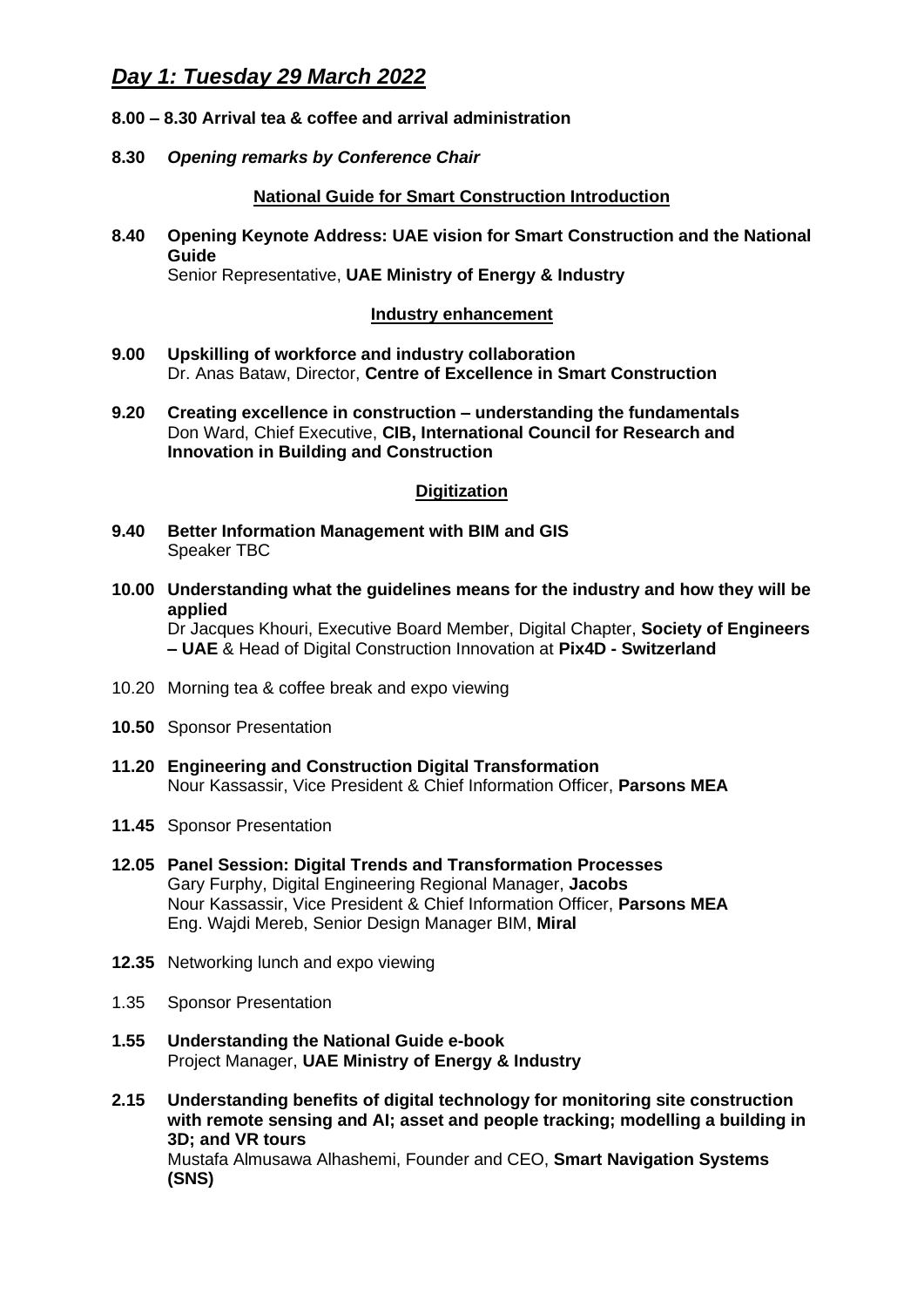## *Day 1: Tuesday 29 March 2022*

**8.00 – 8.30 Arrival tea & coffee and arrival administration**

**8.30** ***Opening remarks by Conference Chair***

### National Guide for Smart Construction Introduction

**8.40 Opening Keynote Address: UAE vision for Smart Construction and the National Guide**
Senior Representative, **UAE Ministry of Energy & Industry**

### Industry enhancement

**9.00 Upskilling of workforce and industry collaboration**
Dr. Anas Bataw, Director, **Centre of Excellence in Smart Construction**

**9.20 Creating excellence in construction – understanding the fundamentals**
Don Ward, Chief Executive, **CIB, International Council for Research and Innovation in Building and Construction**

### Digitization

**9.40 Better Information Management with BIM and GIS**
Speaker TBC

**10.00 Understanding what the guidelines means for the industry and how they will be applied**
Dr Jacques Khouri, Executive Board Member, Digital Chapter, **Society of Engineers – UAE** & Head of Digital Construction Innovation at **Pix4D - Switzerland**

10.20 Morning tea & coffee break and expo viewing

**10.50** Sponsor Presentation

**11.20 Engineering and Construction Digital Transformation**
Nour Kassassir, Vice President & Chief Information Officer, **Parsons MEA**

**11.45** Sponsor Presentation

**12.05 Panel Session: Digital Trends and Transformation Processes**
Gary Furphy, Digital Engineering Regional Manager, **Jacobs**
Nour Kassassir, Vice President & Chief Information Officer, **Parsons MEA**
Eng. Wajdi Mereb, Senior Design Manager BIM, **Miral**

**12.35** Networking lunch and expo viewing

1.35 Sponsor Presentation

**1.55 Understanding the National Guide e-book**
Project Manager, **UAE Ministry of Energy & Industry**

**2.15 Understanding benefits of digital technology for monitoring site construction with remote sensing and AI; asset and people tracking; modelling a building in 3D; and VR tours**
Mustafa Almusawa Alhashemi, Founder and CEO, **Smart Navigation Systems (SNS)**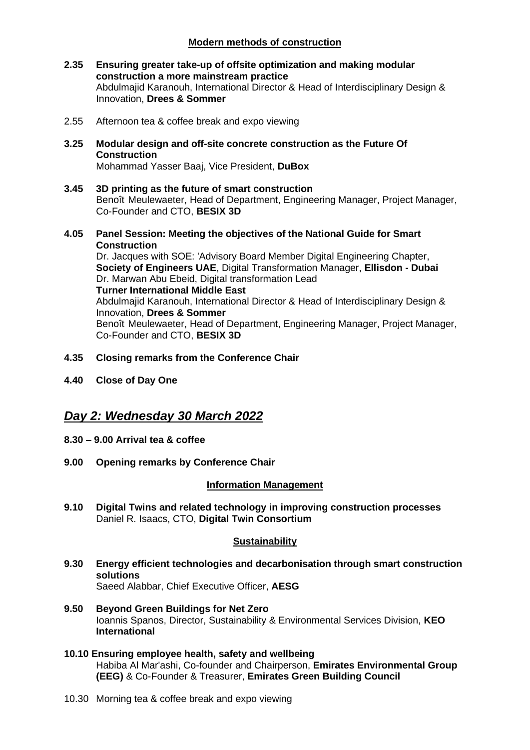## Modern methods of construction

**2.35 Ensuring greater take-up of offsite optimization and making modular construction a more mainstream practice**
Abdulmajid Karanouh, International Director & Head of Interdisciplinary Design & Innovation, **Drees & Sommer**

2.55 Afternoon tea & coffee break and expo viewing

**3.25 Modular design and off-site concrete construction as the Future Of Construction**
Mohammad Yasser Baaj, Vice President, **DuBox**

**3.45 3D printing as the future of smart construction**
Benoît Meulewaeter, Head of Department, Engineering Manager, Project Manager, Co-Founder and CTO, **BESIX 3D**

**4.05 Panel Session: Meeting the objectives of the National Guide for Smart Construction**
Dr. Jacques with SOE: 'Advisory Board Member Digital Engineering Chapter, **Society of Engineers UAE**, Digital Transformation Manager, **Ellisdon - Dubai**
Dr. Marwan Abu Ebeid, Digital transformation Lead
**Turner International Middle East**
Abdulmajid Karanouh, International Director & Head of Interdisciplinary Design & Innovation, **Drees & Sommer**
Benoît Meulewaeter, Head of Department, Engineering Manager, Project Manager, Co-Founder and CTO, **BESIX 3D**

**4.35 Closing remarks from the Conference Chair**

**4.40 Close of Day One**

## *Day 2: Wednesday 30 March 2022*

**8.30 – 9.00 Arrival tea & coffee**

**9.00 Opening remarks by Conference Chair**

### Information Management

**9.10 Digital Twins and related technology in improving construction processes**
Daniel R. Isaacs, CTO, **Digital Twin Consortium**

### Sustainability

**9.30 Energy efficient technologies and decarbonisation through smart construction solutions**
Saeed Alabbar, Chief Executive Officer, **AESG**

**9.50 Beyond Green Buildings for Net Zero**
Ioannis Spanos, Director, Sustainability & Environmental Services Division, **KEO International**

**10.10 Ensuring employee health, safety and wellbeing**
Habiba Al Mar'ashi, Co-founder and Chairperson, **Emirates Environmental Group (EEG)** & Co-Founder & Treasurer, **Emirates Green Building Council**

10.30 Morning tea & coffee break and expo viewing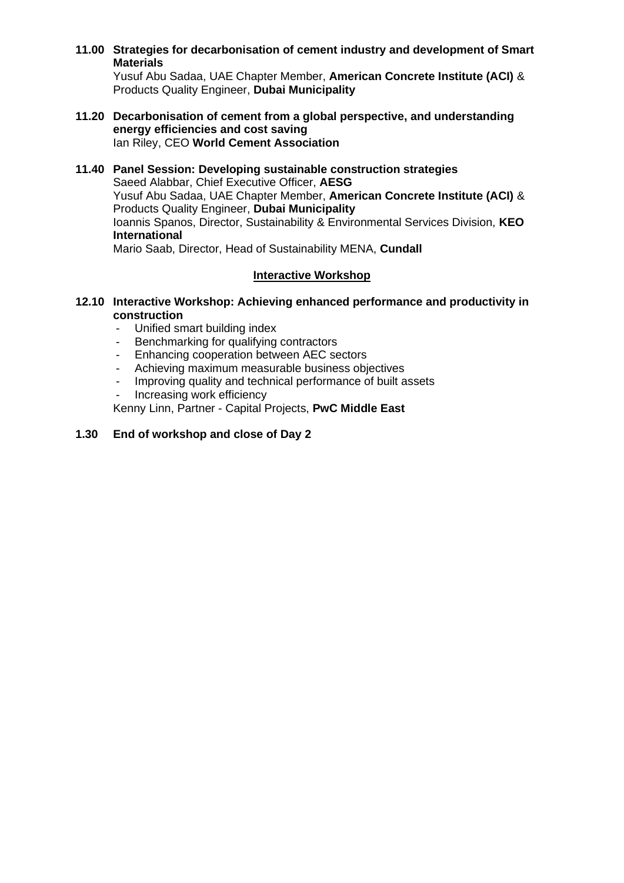**11.00 Strategies for decarbonisation of cement industry and development of Smart Materials**
Yusuf Abu Sadaa, UAE Chapter Member, **American Concrete Institute (ACI)** & Products Quality Engineer, **Dubai Municipality**

**11.20 Decarbonisation of cement from a global perspective, and understanding energy efficiencies and cost saving**
Ian Riley, CEO **World Cement Association**

**11.40 Panel Session: Developing sustainable construction strategies**
Saeed Alabbar, Chief Executive Officer, **AESG**
Yusuf Abu Sadaa, UAE Chapter Member, **American Concrete Institute (ACI)** & Products Quality Engineer, **Dubai Municipality**
Ioannis Spanos, Director, Sustainability & Environmental Services Division, **KEO International**
Mario Saab, Director, Head of Sustainability MENA, **Cundall**

## Interactive Workshop

**12.10 Interactive Workshop: Achieving enhanced performance and productivity in construction**

- Unified smart building index
- Benchmarking for qualifying contractors
- Enhancing cooperation between AEC sectors
- Achieving maximum measurable business objectives
- Improving quality and technical performance of built assets
- Increasing work efficiency

Kenny Linn, Partner - Capital Projects, **PwC Middle East**

**1.30 End of workshop and close of Day 2**